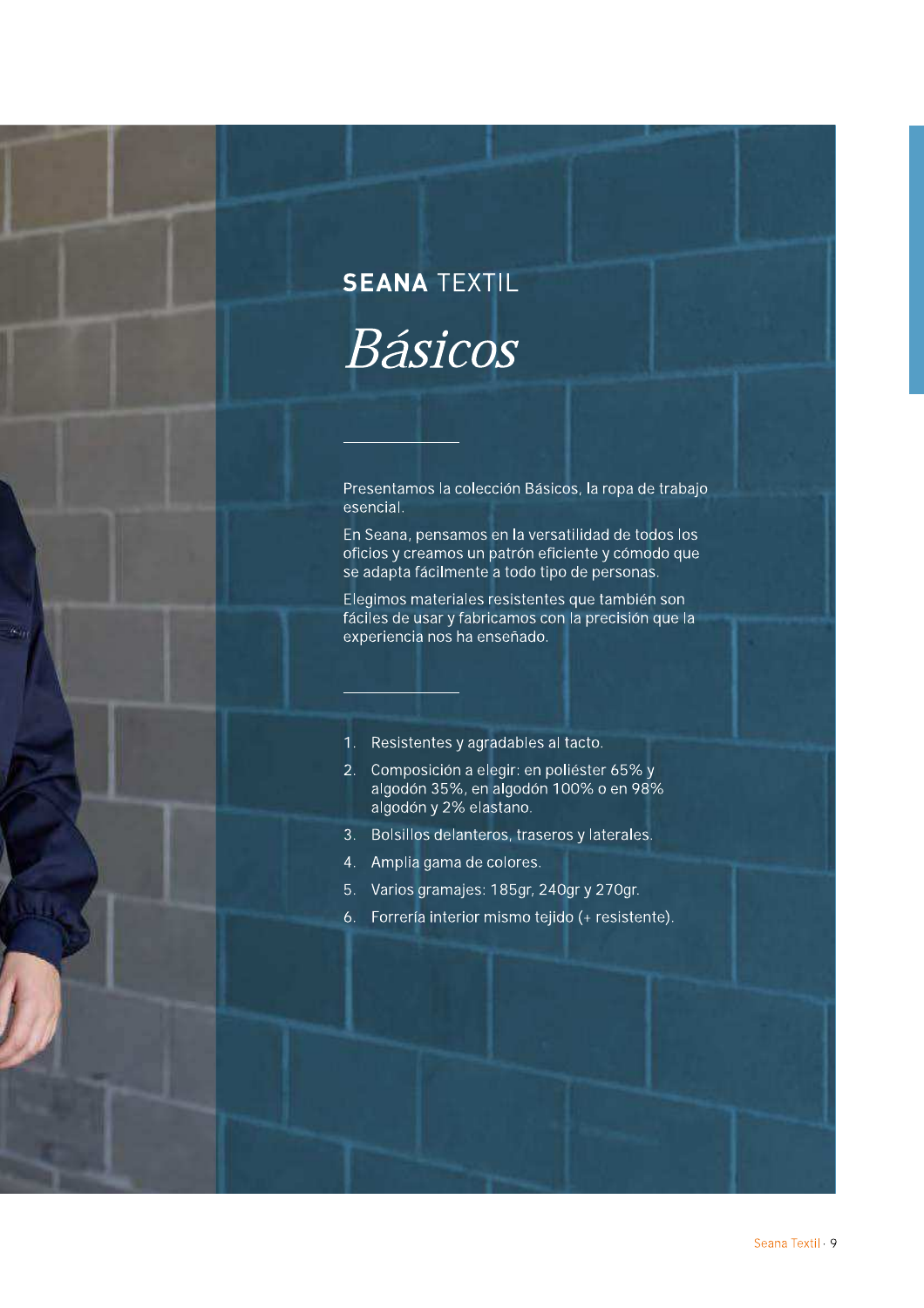**SEANA** TEXTIL

# *Básicos*

Presentamos la colección Básicos, la ropa de trabajo esencial.

En Seana, pensamos en la versatilidad de todos los oficios y creamos un patrón eficiente y cómodo que se adapta fácilmente a todo tipo de personas.

Elegimos materiales resistentes que también son fáciles de usar y fabricamos con la precisión que la experiencia nos ha enseñado.

1. Resistentes y agradables al tacto.
2. Composición a elegir: en poliéster 65% y algodón 35%, en algodón 100% o en 98% algodón y 2% elastano.
3. Bolsillos delanteros, traseros y laterales.
4. Amplia gama de colores.
5. Varios gramajes: 185gr, 240gr y 270gr.
6. Forrería interior mismo tejido (+ resistente).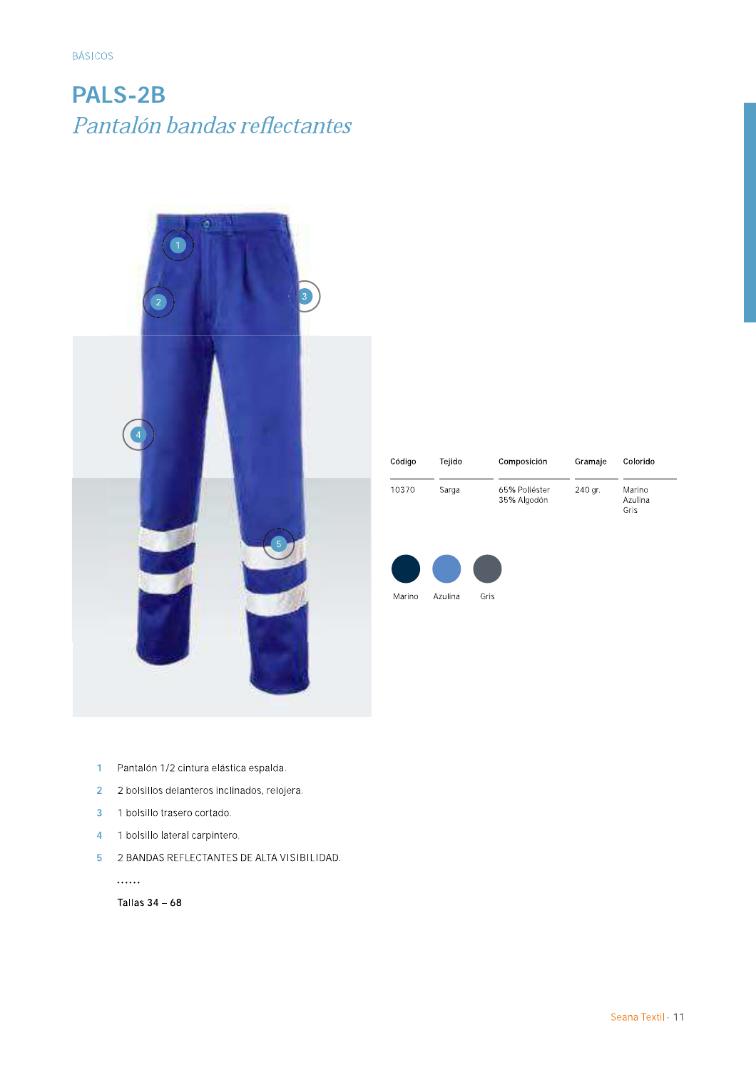BÁSICOS

# PALS-2B

## *Pantalón bandas reflectantes*

| Código | Tejido | Composición | Gramaje | Colorido |
|---|---|---|---|---|
| 10370 | Sarga | 65% Poliéster<br>35% Algodón | 240 gr. | Marino<br>Azulina<br>Gris |

Marino Azulina Gris

1. Pantalón 1/2 cintura elástica espalda.
2. 2 bolsillos delanteros inclinados, relojera.
3. 1 bolsillo trasero cortado.
4. 1 bolsillo lateral carpintero.
5. 2 BANDAS REFLECTANTES DE ALTA VISIBILIDAD.

......

Tallas 34 – 68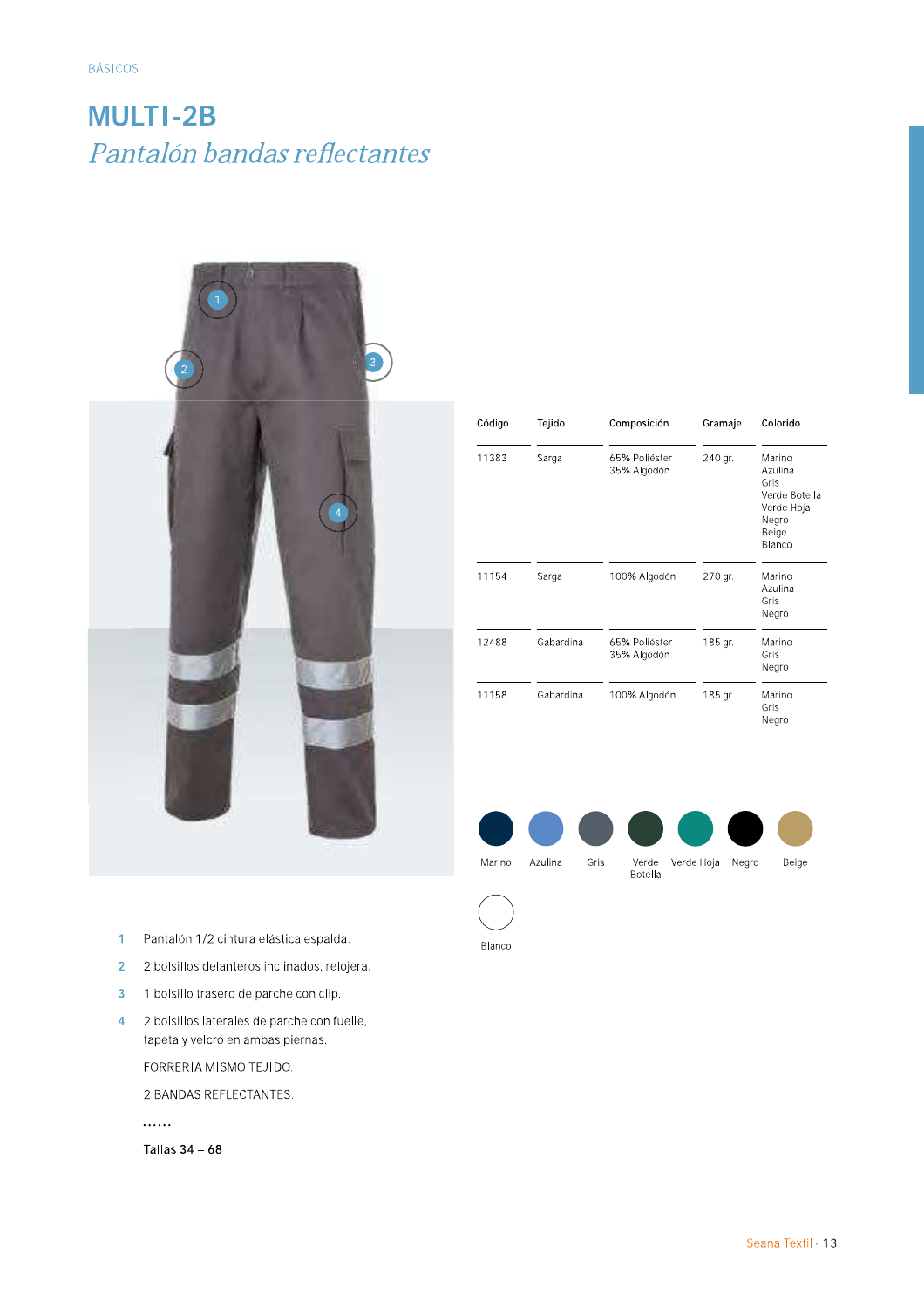BÁSICOS

# MULTI-2B

## *Pantalón bandas reflectantes*

| Código | Tejido | Composición | Gramaje | Colorido |
|---|---|---|---|---|
| 11383 | Sarga | 65% Poliéster<br>35% Algodón | 240 gr. | Marino<br>Azulina<br>Gris<br>Verde Botella<br>Verde Hoja<br>Negro<br>Beige<br>Blanco |
| 11154 | Sarga | 100% Algodón | 270 gr. | Marino<br>Azulina<br>Gris<br>Negro |
| 12488 | Gabardina | 65% Poliéster<br>35% Algodón | 185 gr. | Marino<br>Gris<br>Negro |
| 11158 | Gabardina | 100% Algodón | 185 gr. | Marino<br>Gris<br>Negro |

Marino · Azulina · Gris · Verde Botella · Verde Hoja · Negro · Beige · Blanco

1. Pantalón 1/2 cintura elástica espalda.
2. 2 bolsillos delanteros inclinados, relojera.
3. 1 bolsillo trasero de parche con clip.
4. 2 bolsillos laterales de parche con fuelle, tapeta y velcro en ambas piernas.

FORRERIA MISMO TEJIDO.

2 BANDAS REFLECTANTES.

......

**Tallas 34 – 68**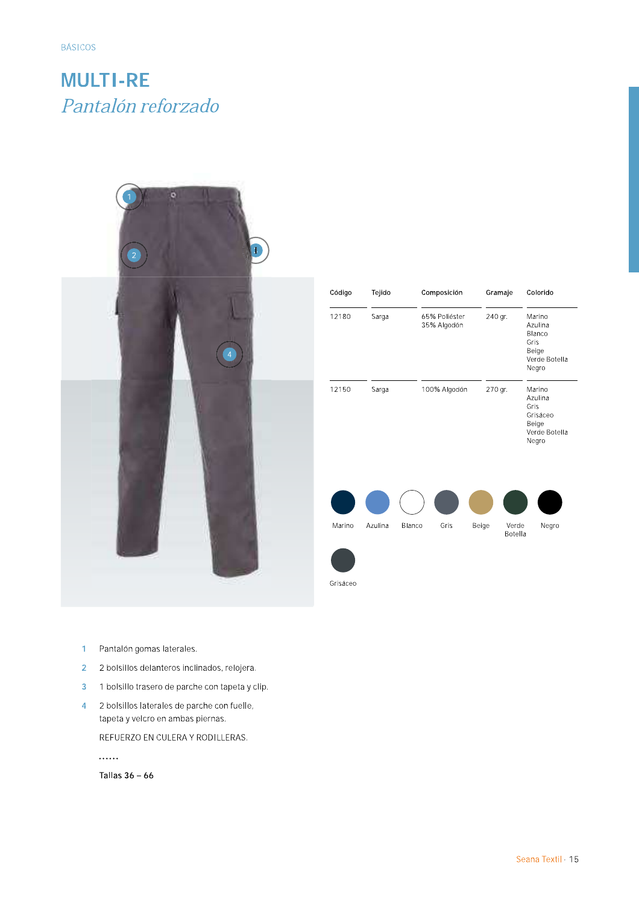BÁSICOS

# MULTI-RE

## *Pantalón reforzado*

| Código | Tejido | Composición | Gramaje | Colorido |
|---|---|---|---|---|
| 12180 | Sarga | 65% Poliéster<br>35% Algodón | 240 gr. | Marino<br>Azulina<br>Blanco<br>Gris<br>Beige<br>Verde Botella<br>Negro |
| 12150 | Sarga | 100% Algodón | 270 gr. | Marino<br>Azulina<br>Gris<br>Grisáceo<br>Beige<br>Verde Botella<br>Negro |

Marino · Azulina · Blanco · Gris · Beige · Verde Botella · Negro · Grisáceo

1. Pantalón gomas laterales.
2. 2 bolsillos delanteros inclinados, relojera.
3. 1 bolsillo trasero de parche con tapeta y clip.
4. 2 bolsillos laterales de parche con fuelle, tapeta y velcro en ambas piernas.

REFUERZO EN CULERA Y RODILLERAS.

**Tallas 36 – 66**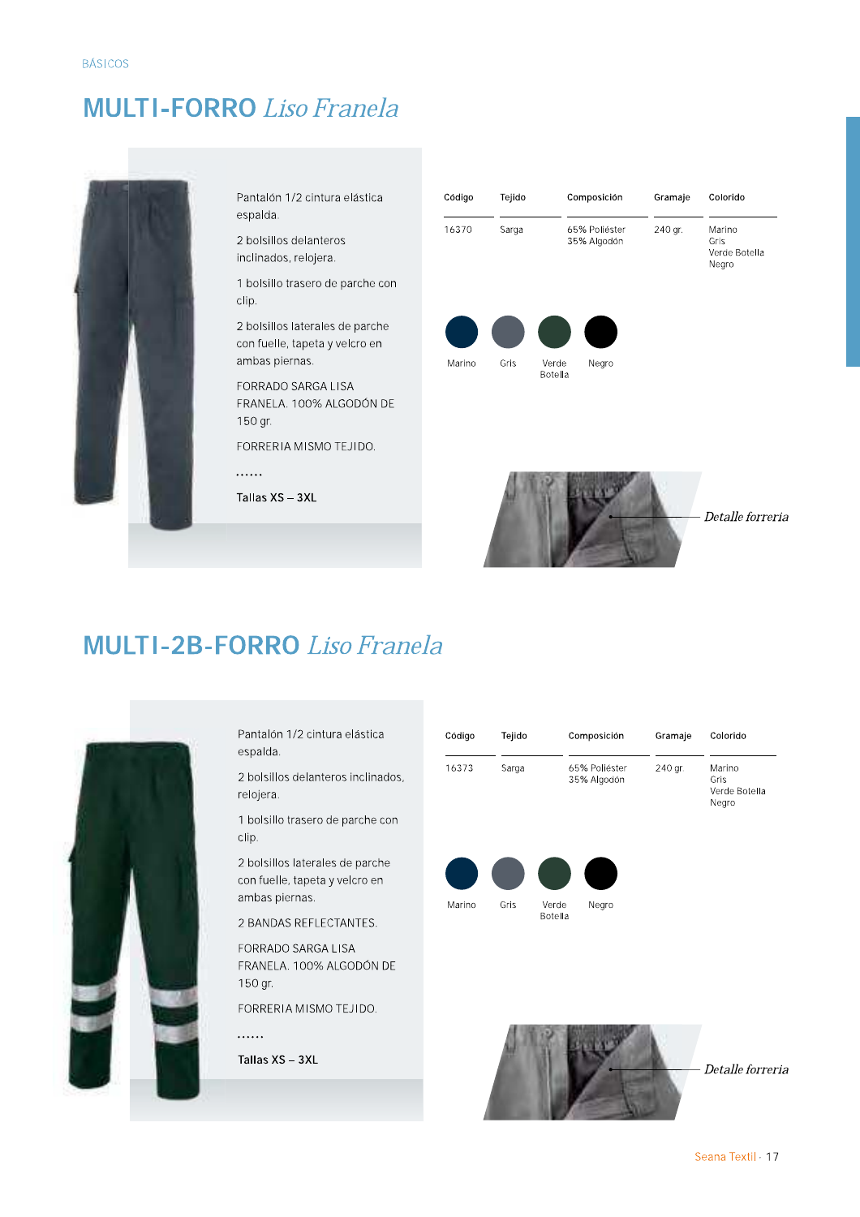BÁSICOS

# MULTI-FORRO *Liso Franela*

Pantalón 1/2 cintura elástica espalda.

2 bolsillos delanteros inclinados, relojera.

1 bolsillo trasero de parche con clip.

2 bolsillos laterales de parche con fuelle, tapeta y velcro en ambas piernas.

FORRADO SARGA LISA FRANELA. 100% ALGODÓN DE 150 gr.

FORRERIA MISMO TEJIDO.

......

**Tallas XS – 3XL**

| Código | Tejido | Composición | Gramaje | Colorido |
|---|---|---|---|---|
| 16370 | Sarga | 65% Poliéster<br>35% Algodón | 240 gr. | Marino<br>Gris<br>Verde Botella<br>Negro |

Marino · Gris · Verde Botella · Negro

*Detalle forreria*

# MULTI-2B-FORRO *Liso Franela*

Pantalón 1/2 cintura elástica espalda.

2 bolsillos delanteros inclinados, relojera.

1 bolsillo trasero de parche con clip.

2 bolsillos laterales de parche con fuelle, tapeta y velcro en ambas piernas.

2 BANDAS REFLECTANTES.

FORRADO SARGA LISA FRANELA. 100% ALGODÓN DE 150 gr.

FORRERIA MISMO TEJIDO.

......

**Tallas XS – 3XL**

| Código | Tejido | Composición | Gramaje | Colorido |
|---|---|---|---|---|
| 16373 | Sarga | 65% Poliéster<br>35% Algodón | 240 gr. | Marino<br>Gris<br>Verde Botella<br>Negro |

Marino · Gris · Verde Botella · Negro

*Detalle forreria*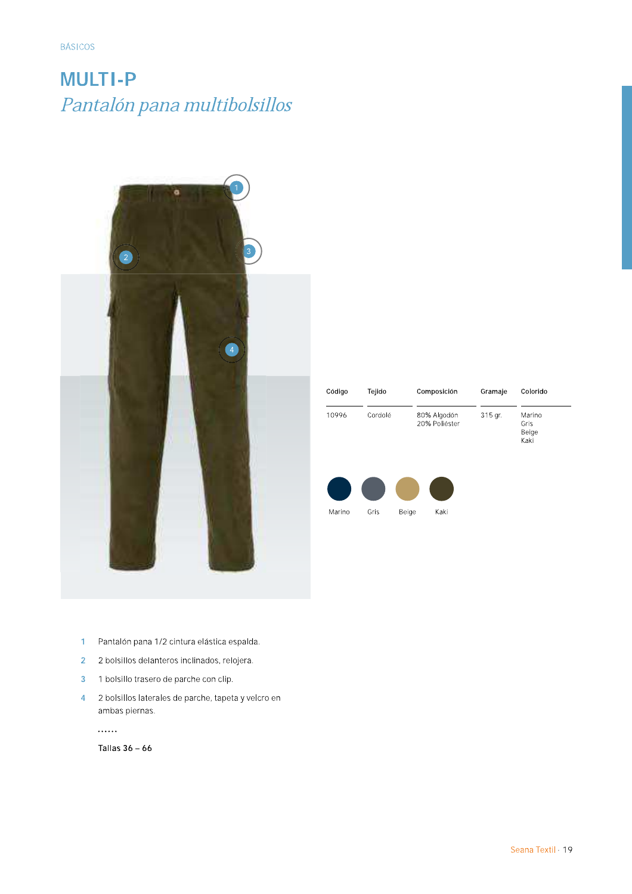BÁSICOS

# MULTI-P

## *Pantalón pana multibolsillos*

| Código | Tejido | Composición | Gramaje | Colorido |
|---|---|---|---|---|
| 10996 | Cordolé | 80% Algodón<br>20% Poliéster | 315 gr. | Marino<br>Gris<br>Beige<br>Kaki |

Marino · Gris · Beige · Kaki

1. Pantalón pana 1/2 cintura elástica espalda.
2. 2 bolsillos delanteros inclinados, relojera.
3. 1 bolsillo trasero de parche con clip.
4. 2 bolsillos laterales de parche, tapeta y velcro en ambas piernas.

......

**Tallas 36 – 66**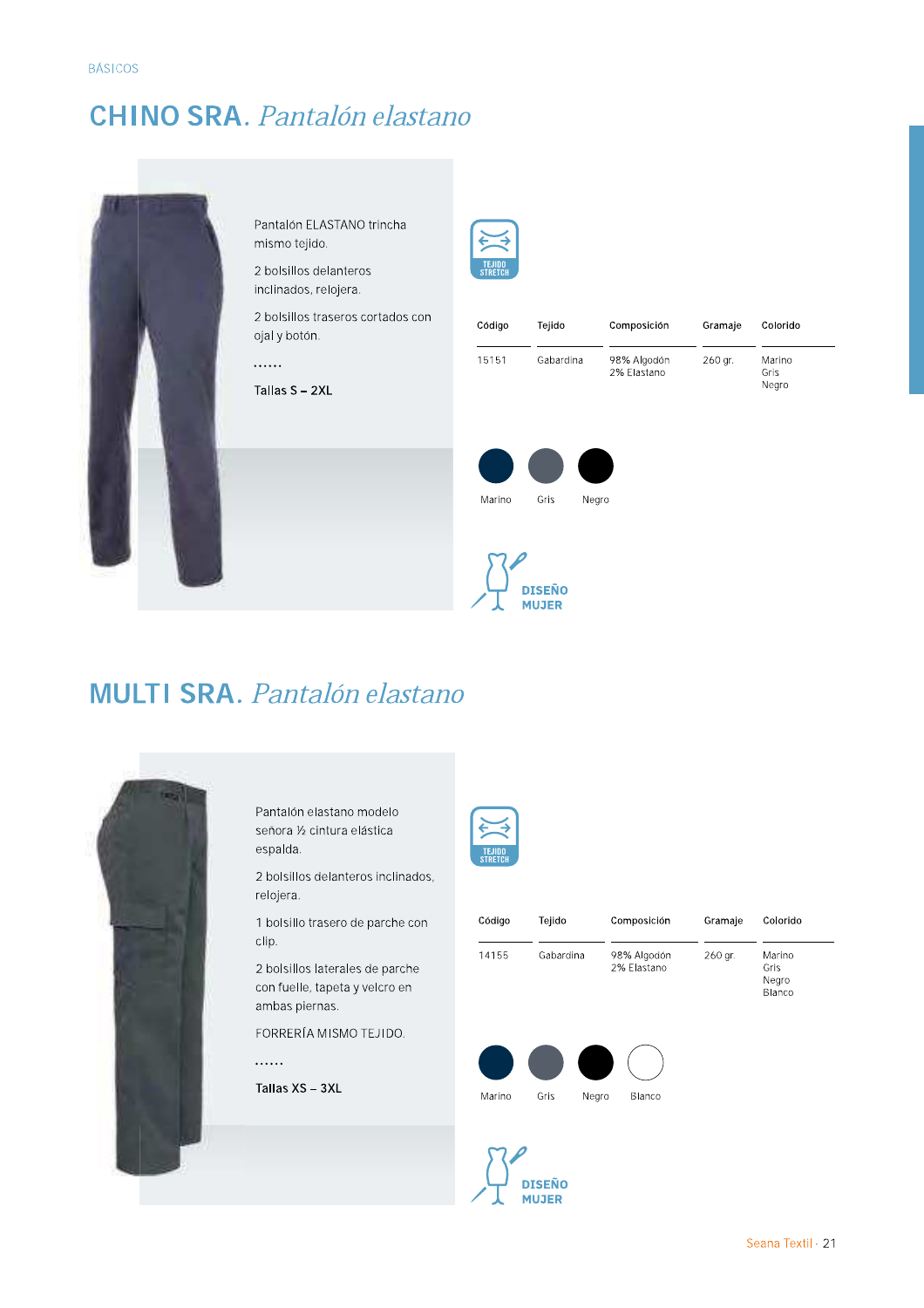BÁSICOS

# CHINO SRA. *Pantalón elastano*

Pantalón ELASTANO trincha mismo tejido.

2 bolsillos delanteros inclinados, relojera.

2 bolsillos traseros cortados con ojal y botón.

......

Tallas S – 2XL

TEJIDO STRETCH

| Código | Tejido | Composición | Gramaje | Colorido |
|---|---|---|---|---|
| 15151 | Gabardina | 98% Algodón<br>2% Elastano | 260 gr. | Marino<br>Gris<br>Negro |

Marino Gris Negro

DISEÑO MUJER

# MULTI SRA. *Pantalón elastano*

Pantalón elastano modelo señora ½ cintura elástica espalda.

2 bolsillos delanteros inclinados, relojera.

1 bolsillo trasero de parche con clip.

2 bolsillos laterales de parche con fuelle, tapeta y velcro en ambas piernas.

FORRERÍA MISMO TEJIDO.

......

Tallas XS – 3XL

TEJIDO STRETCH

| Código | Tejido | Composición | Gramaje | Colorido |
|---|---|---|---|---|
| 14155 | Gabardina | 98% Algodón<br>2% Elastano | 260 gr. | Marino<br>Gris<br>Negro<br>Blanco |

Marino Gris Negro Blanco

DISEÑO MUJER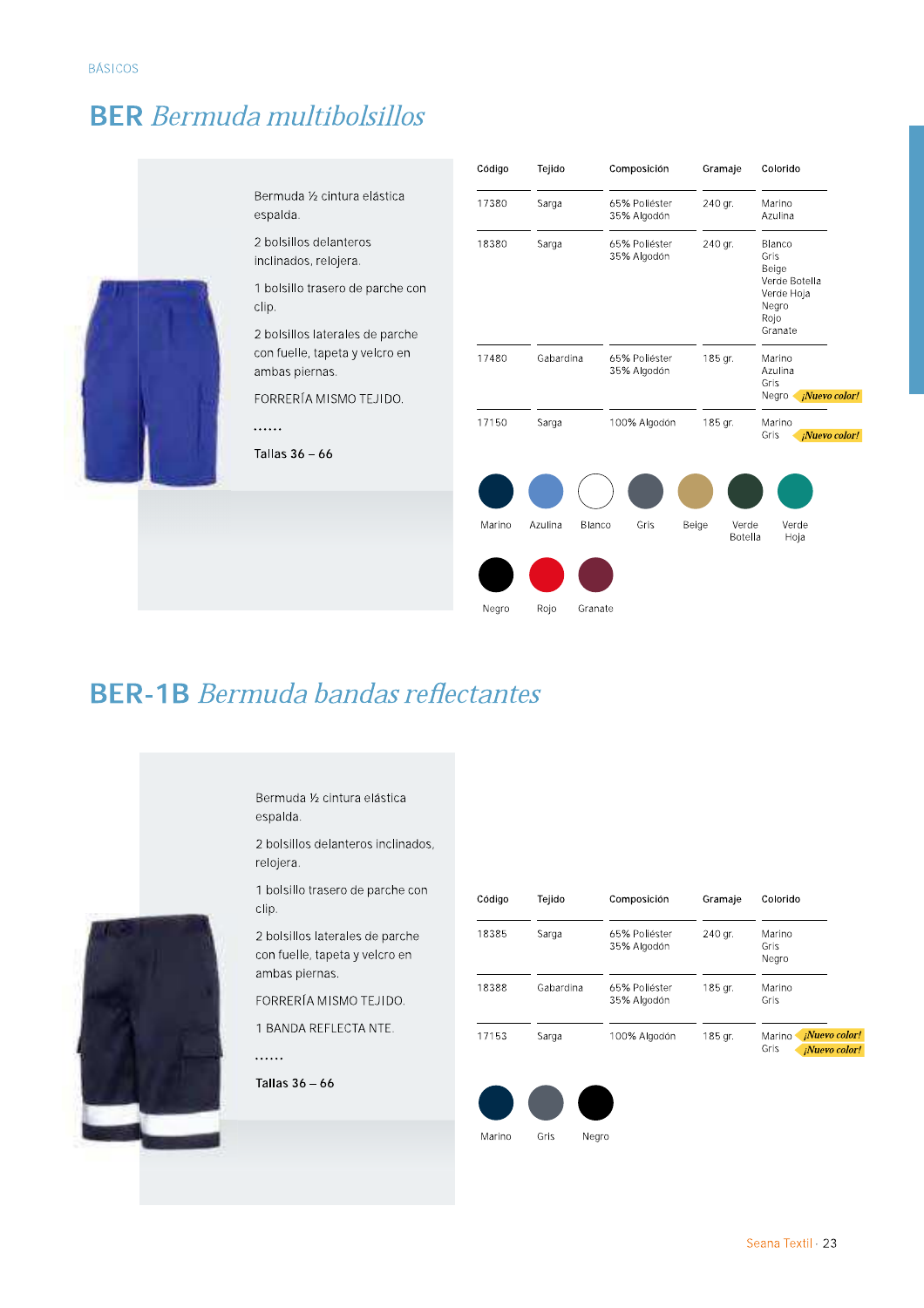BÁSICOS

# BER *Bermuda multibolsillos*

Bermuda ½ cintura elástica espalda.

2 bolsillos delanteros inclinados, relojera.

1 bolsillo trasero de parche con clip.

2 bolsillos laterales de parche con fuelle, tapeta y velcro en ambas piernas.

FORRERÍA MISMO TEJIDO.

......

**Tallas 36 – 66**

| Código | Tejido | Composición | Gramaje | Colorido |
|---|---|---|---|---|
| 17380 | Sarga | 65% Poliéster 35% Algodón | 240 gr. | Marino Azulina |
| 18380 | Sarga | 65% Poliéster 35% Algodón | 240 gr. | Blanco Gris Beige Verde Botella Verde Hoja Negro Rojo Granate |
| 17480 | Gabardina | 65% Poliéster 35% Algodón | 185 gr. | Marino Azulina Gris Negro *¡Nuevo color!* |
| 17150 | Sarga | 100% Algodón | 185 gr. | Marino Gris *¡Nuevo color!* |

Marino · Azulina · Blanco · Gris · Beige · Verde Botella · Verde Hoja · Negro · Rojo · Granate

# BER-1B *Bermuda bandas reflectantes*

Bermuda ½ cintura elástica espalda.

2 bolsillos delanteros inclinados, relojera.

1 bolsillo trasero de parche con clip.

2 bolsillos laterales de parche con fuelle, tapeta y velcro en ambas piernas.

FORRERÍA MISMO TEJIDO.

1 BANDA REFLECTA NTE.

......

**Tallas 36 – 66**

| Código | Tejido | Composición | Gramaje | Colorido |
|---|---|---|---|---|
| 18385 | Sarga | 65% Poliéster 35% Algodón | 240 gr. | Marino Gris Negro |
| 18388 | Gabardina | 65% Poliéster 35% Algodón | 185 gr. | Marino Gris |
| 17153 | Sarga | 100% Algodón | 185 gr. | Marino *¡Nuevo color!* Gris *¡Nuevo color!* |

Marino · Gris · Negro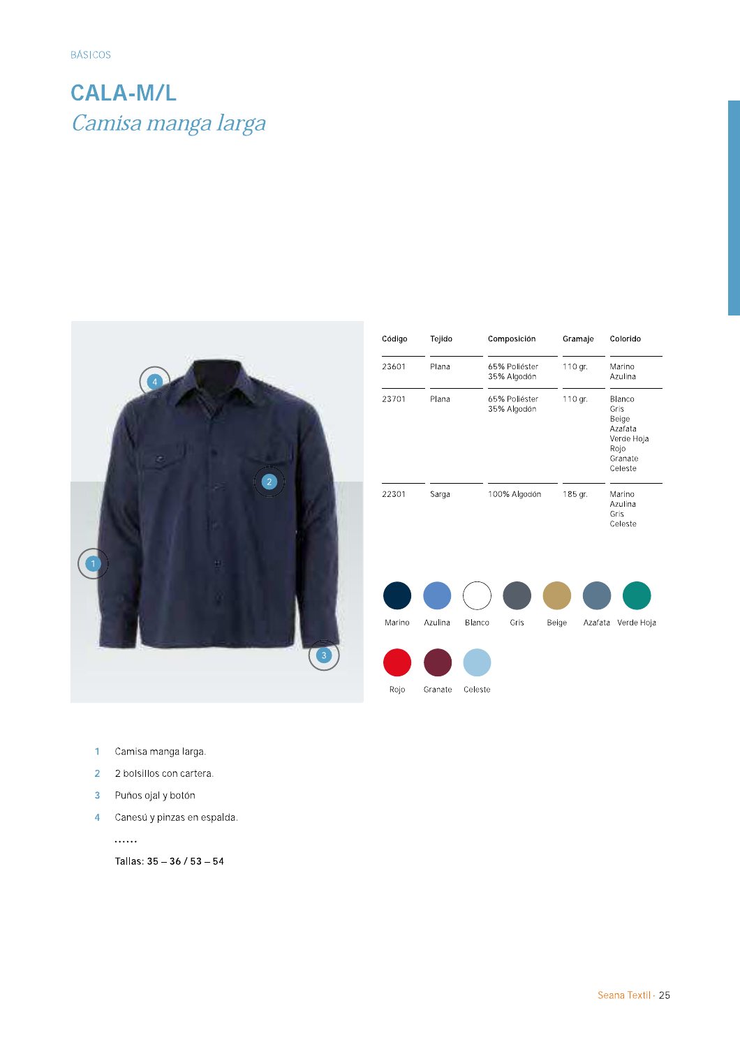BÁSICOS

# CALA-M/L

*Camisa manga larga*

| Código | Tejido | Composición | Gramaje | Colorido |
|---|---|---|---|---|
| 23601 | Plana | 65% Poliéster<br>35% Algodón | 110 gr. | Marino<br>Azulina |
| 23701 | Plana | 65% Poliéster<br>35% Algodón | 110 gr. | Blanco<br>Gris<br>Beige<br>Azafata<br>Verde Hoja<br>Rojo<br>Granate<br>Celeste |
| 22301 | Sarga | 100% Algodón | 185 gr. | Marino<br>Azulina<br>Gris<br>Celeste |

Marino · Azulina · Blanco · Gris · Beige · Azafata · Verde Hoja

Rojo · Granate · Celeste

1. Camisa manga larga.
2. 2 bolsillos con cartera.
3. Puños ojal y botón
4. Canesú y pinzas en espalda.

......

Tallas: 35 – 36 / 53 – 54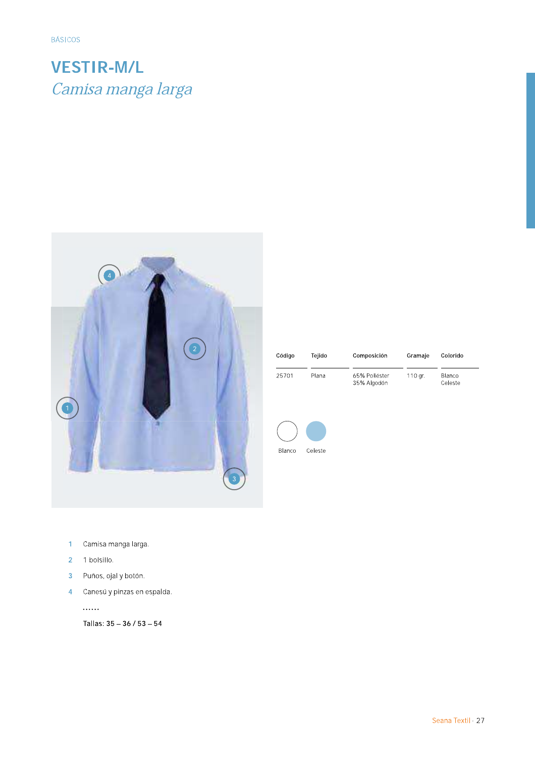BÁSICOS

# VESTIR-M/L

## *Camisa manga larga*

| Código | Tejido | Composición | Gramaje | Colorido |
|---|---|---|---|---|
| 25701 | Plana | 65% Poliéster<br>35% Algodón | 110 gr. | Blanco<br>Celeste |

Blanco Celeste

1. Camisa manga larga.
2. 1 bolsillo.
3. Puños, ojal y botón.
4. Canesú y pinzas en espalda.

......

Tallas: 35 – 36 / 53 – 54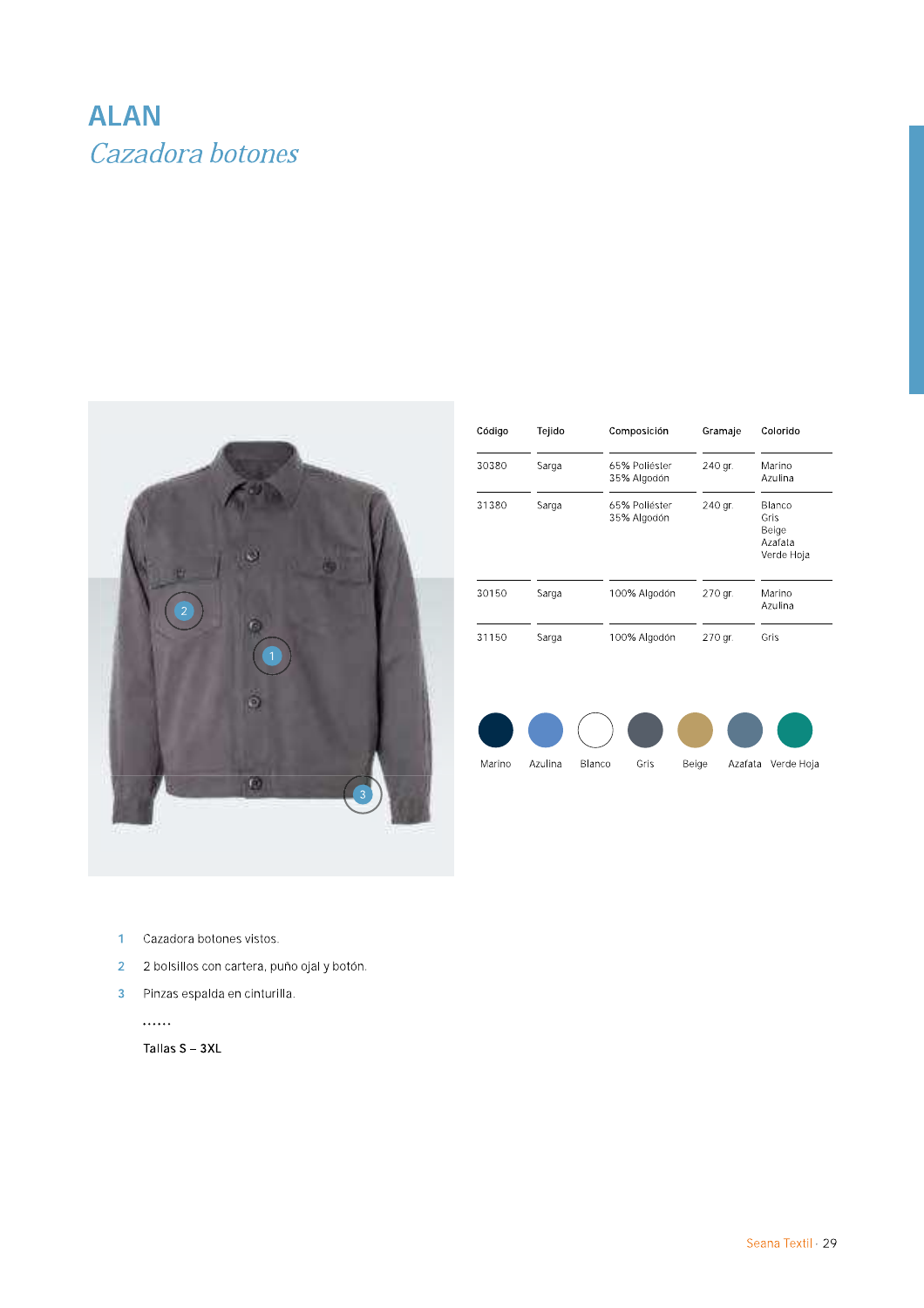# ALAN

## *Cazadora botones*

| Código | Tejido | Composición | Gramaje | Colorido |
|---|---|---|---|---|
| 30380 | Sarga | 65% Poliéster<br>35% Algodón | 240 gr. | Marino<br>Azulina |
| 31380 | Sarga | 65% Poliéster<br>35% Algodón | 240 gr. | Blanco<br>Gris<br>Beige<br>Azafata<br>Verde Hoja |
| 30150 | Sarga | 100% Algodón | 270 gr. | Marino<br>Azulina |
| 31150 | Sarga | 100% Algodón | 270 gr. | Gris |

Marino · Azulina · Blanco · Gris · Beige · Azafata · Verde Hoja

1. Cazadora botones vistos.
2. 2 bolsillos con cartera, puño ojal y botón.
3. Pinzas espalda en cinturilla.

……

Tallas S – 3XL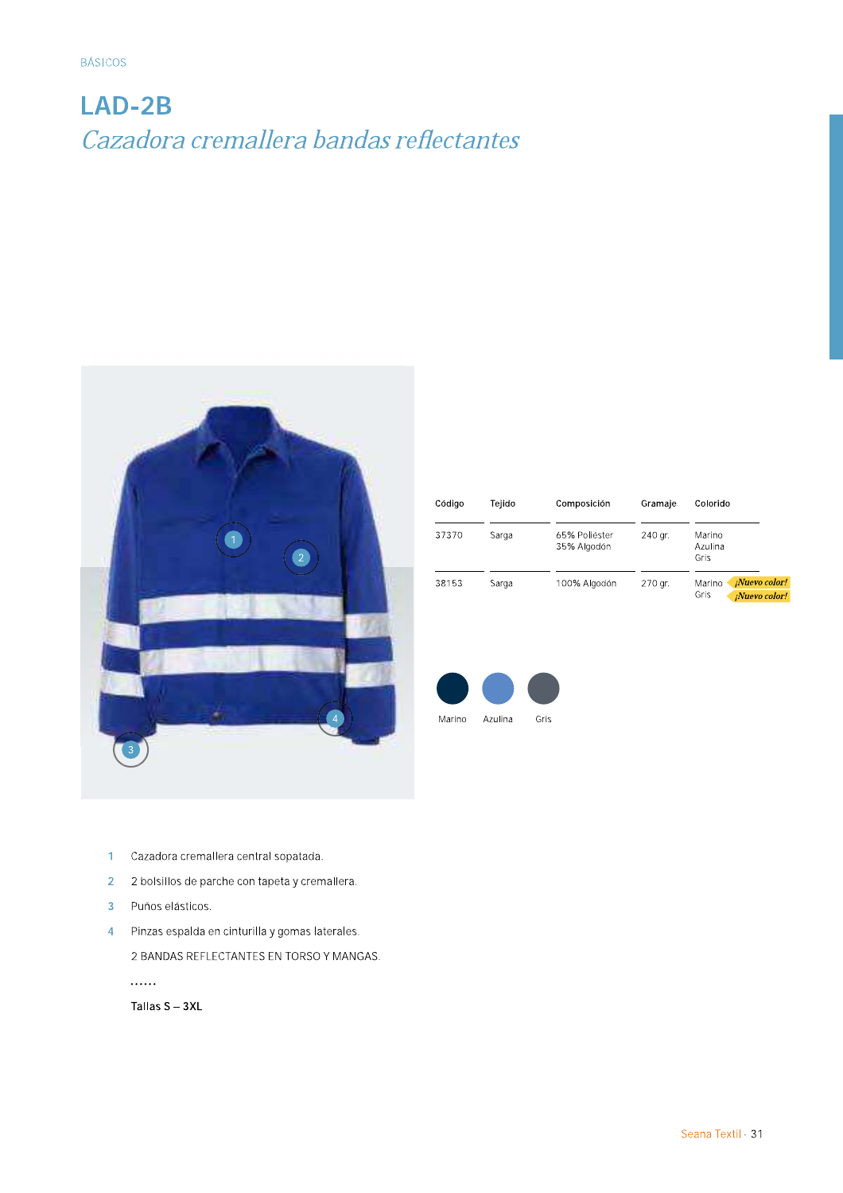BÁSICOS

# LAD-2B

## *Cazadora cremallera bandas reflectantes*

| Código | Tejido | Composición | Gramaje | Colorido |
|---|---|---|---|---|
| 37370 | Sarga | 65% Poliéster 35% Algodón | 240 gr. | Marino Azulina Gris |
| 38153 | Sarga | 100% Algodón | 270 gr. | Marino *¡Nuevo color!* Gris *¡Nuevo color!* |

Marino   Azulina   Gris

1. Cazadora cremallera central sopatada.
2. 2 bolsillos de parche con tapeta y cremallera.
3. Puños elásticos.
4. Pinzas espalda en cinturilla y gomas laterales.

2 BANDAS REFLECTANTES EN TORSO Y MANGAS.

......

Tallas S – 3XL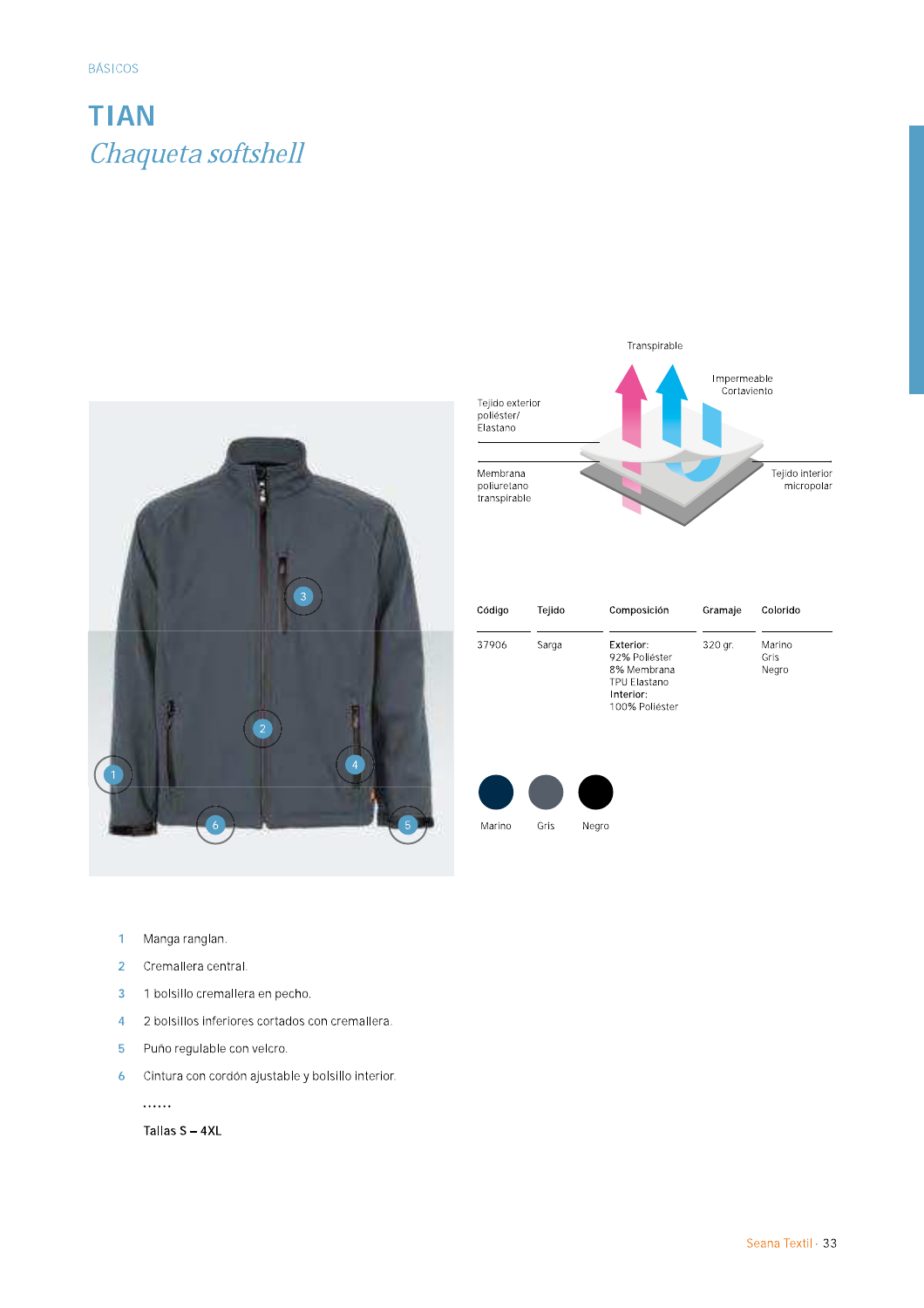BÁSICOS

# TIAN

## *Chaqueta softshell*

Transpirable

Impermeable
Cortaviento

Tejido exterior
poliéster/
Elastano

Membrana
poliuretano
transpirable

Tejido interior
micropolar

| Código | Tejido | Composición | Gramaje | Colorido |
|---|---|---|---|---|
| 37906 | Sarga | **Exterior:** 92% Poliéster 8% Membrana TPU Elastano **Interior:** 100% Poliéster | 320 gr. | Marino Gris Negro |

Marino   Gris   Negro

1. Manga ranglan.
2. Cremallera central.
3. 1 bolsillo cremallera en pecho.
4. 2 bolsillos inferiores cortados con cremallera.
5. Puño regulable con velcro.
6. Cintura con cordón ajustable y bolsillo interior.

......

**Tallas S – 4XL**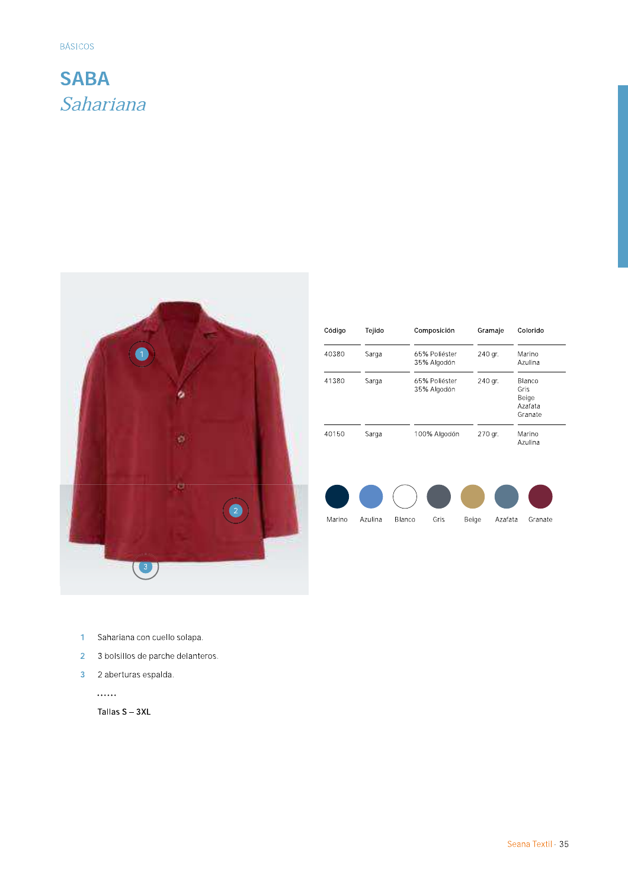BÁSICOS

# SABA
## *Sahariana*

| Código | Tejido | Composición | Gramaje | Colorido |
|---|---|---|---|---|
| 40380 | Sarga | 65% Poliéster 35% Algodón | 240 gr. | Marino Azulina |
| 41380 | Sarga | 65% Poliéster 35% Algodón | 240 gr. | Blanco Gris Beige Azafata Granate |
| 40150 | Sarga | 100% Algodón | 270 gr. | Marino Azulina |

Marino · Azulina · Blanco · Gris · Beige · Azafata · Granate

1. Sahariana con cuello solapa.
2. 3 bolsillos de parche delanteros.
3. 2 aberturas espalda.

......

**Tallas S – 3XL**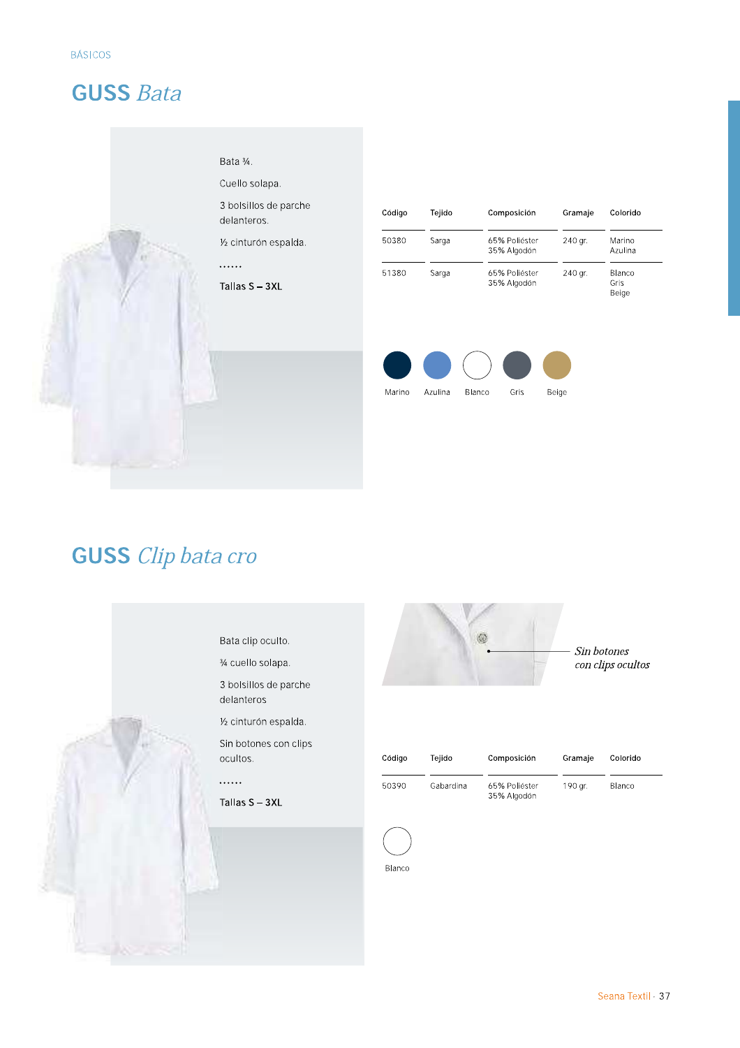BÁSICOS

# GUSS *Bata*

Bata ¾.

Cuello solapa.

3 bolsillos de parche delanteros.

½ cinturón espalda.

······

Tallas S – 3XL

| Código | Tejido | Composición | Gramaje | Colorido |
|---|---|---|---|---|
| 50380 | Sarga | 65% Poliéster 35% Algodón | 240 gr. | Marino Azulina |
| 51380 | Sarga | 65% Poliéster 35% Algodón | 240 gr. | Blanco Gris Beige |

Marino · Azulina · Blanco · Gris · Beige

# GUSS *Clip bata cro*

Bata clip oculto.

¾ cuello solapa.

3 bolsillos de parche delanteros

½ cinturón espalda.

Sin botones con clips ocultos.

······

Tallas S – 3XL

*Sin botones con clips ocultos*

| Código | Tejido | Composición | Gramaje | Colorido |
|---|---|---|---|---|
| 50390 | Gabardina | 65% Poliéster 35% Algodón | 190 gr. | Blanco |

Blanco

Seana Textil · 37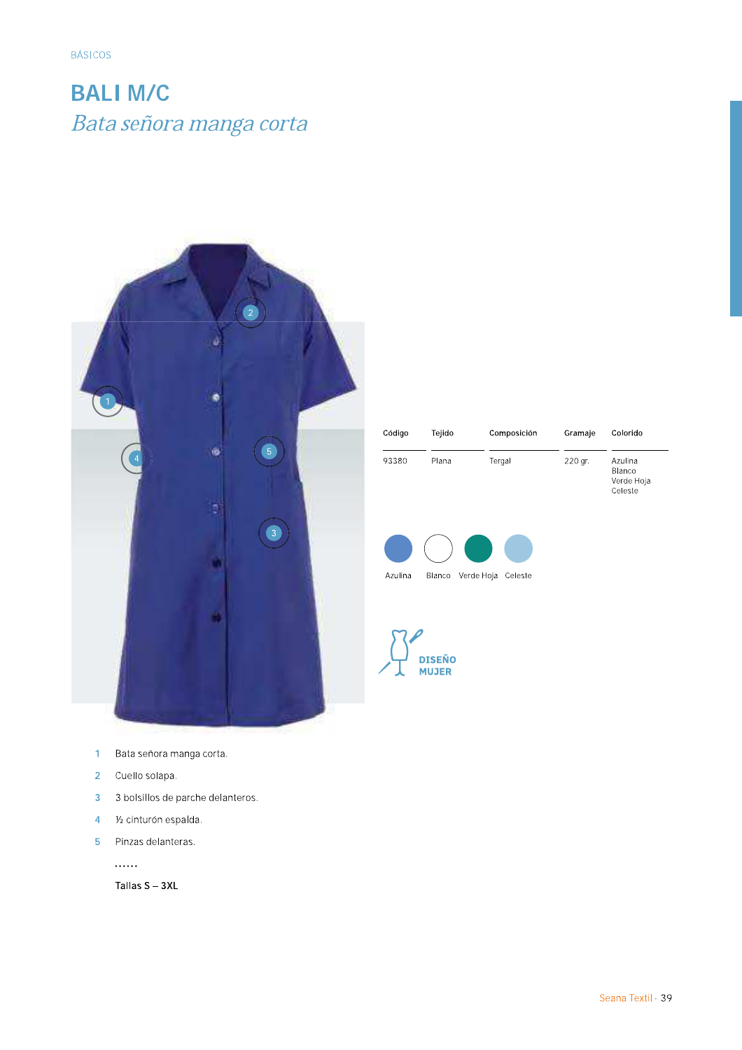BÁSICOS

# BALI M/C

*Bata señora manga corta*

| Código | Tejido | Composición | Gramaje | Colorido |
|---|---|---|---|---|
| 93380 | Plana | Tergal | 220 gr. | Azulina<br>Blanco<br>Verde Hoja<br>Celeste |

Azulina Blanco Verde Hoja Celeste

**DISEÑO MUJER**

1. Bata señora manga corta.
2. Cuello solapa.
3. 3 bolsillos de parche delanteros.
4. ½ cinturón espalda.
5. Pinzas delanteras.

......

Tallas S – 3XL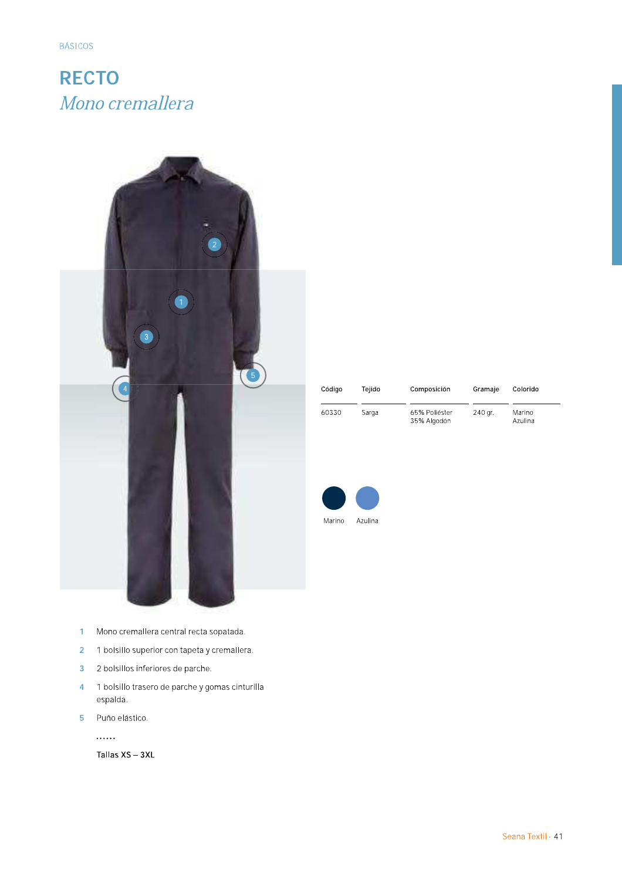BÁSICOS

# RECTO

## *Mono cremallera*

| Código | Tejido | Composición | Gramaje | Colorido |
|---|---|---|---|---|
| 60330 | Sarga | 65% Poliéster 35% Algodón | 240 gr. | Marino Azulina |

Marino Azulina

1 Mono cremallera central recta sopatada.

2 1 bolsillo superior con tapeta y cremallera.

3 2 bolsillos inferiores de parche.

4 1 bolsillo trasero de parche y gomas cinturilla espalda.

5 Puño elástico.

......

**Tallas XS – 3XL**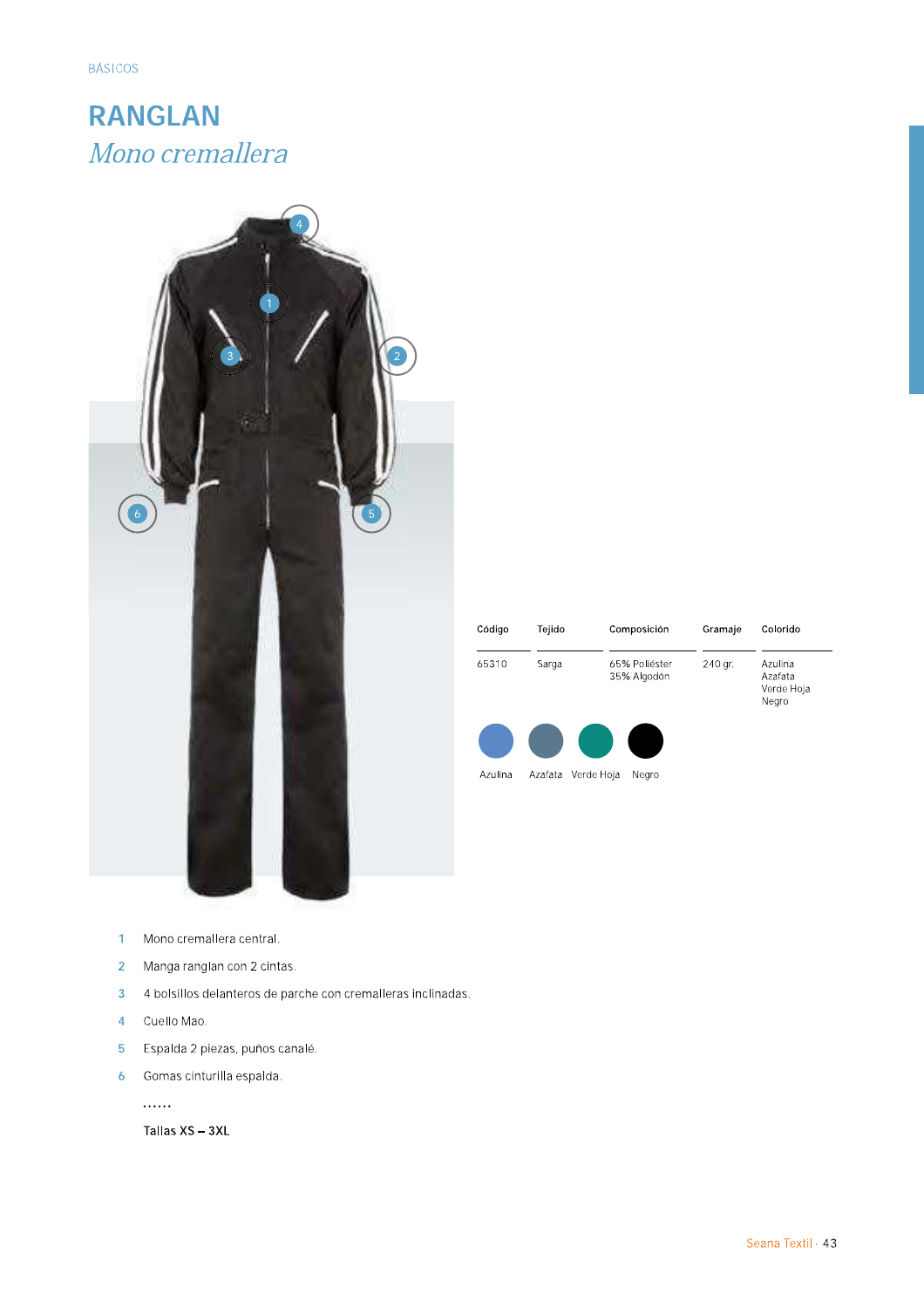BÁSICOS

# RANGLAN

## *Mono cremallera*

| Código | Tejido | Composición | Gramaje | Colorido |
|---|---|---|---|---|
| 65310 | Sarga | 65% Poliéster<br>35% Algodón | 240 gr. | Azulina<br>Azafata<br>Verde Hoja<br>Negro |

Azulina   Azafata   Verde Hoja   Negro

1. Mono cremallera central.
2. Manga ranglan con 2 cintas.
3. 4 bolsillos delanteros de parche con cremalleras inclinadas.
4. Cuello Mao.
5. Espalda 2 piezas, puños canalé.
6. Gomas cinturilla espalda.

......

**Tallas XS – 3XL**